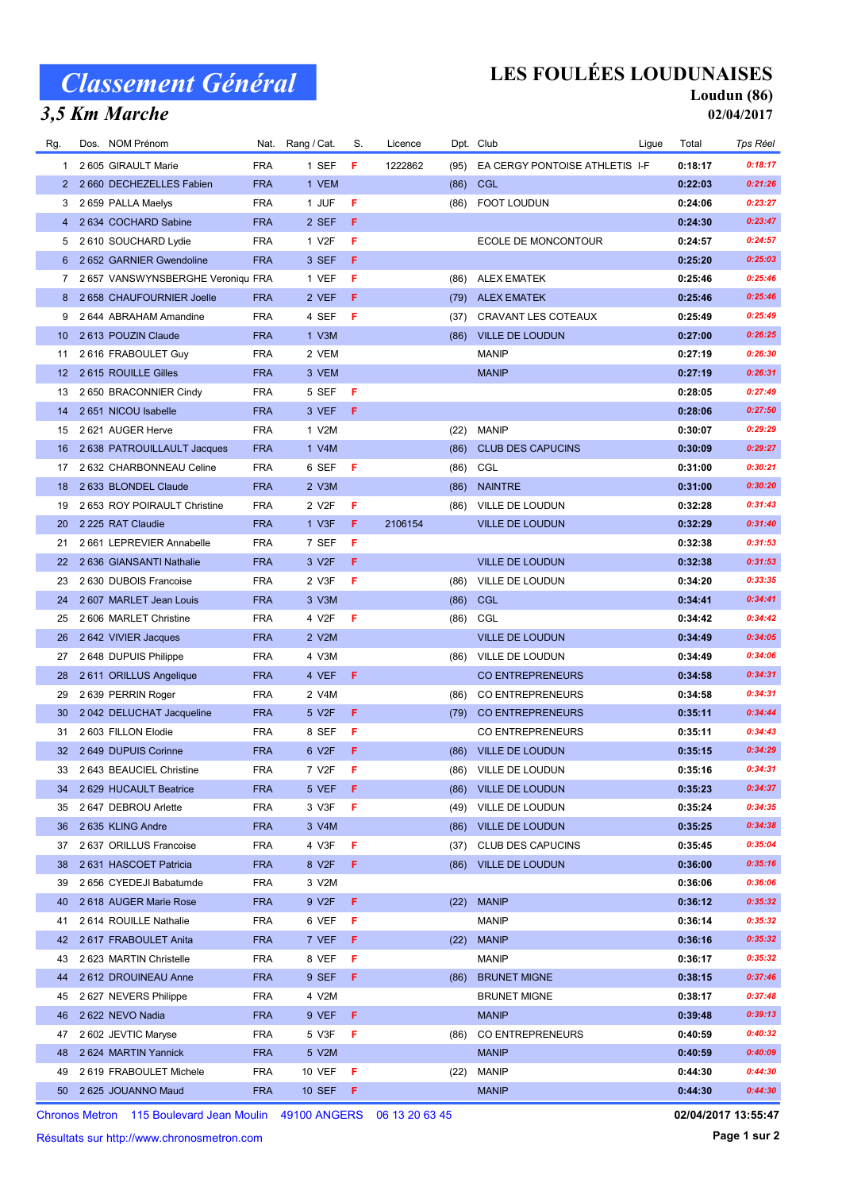# Classement Général

## 3,5 Km Marche

**LES FOULÉES LOUDUNAISES**

**Loudun (86)**

**02/04/2017**

| Rg. | Dos. | NOM Prénom | Nat. | Rang / Cat. | S. | Licence | Dpt. | Club | Ligue | Total | Tps Réel |
|---|---|---|---|---|---|---|---|---|---|---|---|
| 1 | 2 605 | GIRAULT Marie | FRA | 1 SEF | F | 1222862 | (95) | EA CERGY PONTOISE ATHLETIS | I-F | 0:18:17 | 0:18:17 |
| 2 | 2 660 | DECHEZELLES Fabien | FRA | 1 VEM | | | (86) | CGL | | 0:22:03 | 0:21:26 |
| 3 | 2 659 | PALLA Maelys | FRA | 1 JUF | F | | (86) | FOOT LOUDUN | | 0:24:06 | 0:23:27 |
| 4 | 2 634 | COCHARD Sabine | FRA | 2 SEF | F | | | | | 0:24:30 | 0:23:47 |
| 5 | 2 610 | SOUCHARD Lydie | FRA | 1 V2F | F | | | ECOLE DE MONCONTOUR | | 0:24:57 | 0:24:57 |
| 6 | 2 652 | GARNIER Gwendoline | FRA | 3 SEF | F | | | | | 0:25:20 | 0:25:03 |
| 7 | 2 657 | VANSWYNSBERGHE Veroniqu | FRA | 1 VEF | F | | (86) | ALEX EMATEK | | 0:25:46 | 0:25:46 |
| 8 | 2 658 | CHAUFOURNIER Joelle | FRA | 2 VEF | F | | (79) | ALEX EMATEK | | 0:25:46 | 0:25:46 |
| 9 | 2 644 | ABRAHAM Amandine | FRA | 4 SEF | F | | (37) | CRAVANT LES COTEAUX | | 0:25:49 | 0:25:49 |
| 10 | 2 613 | POUZIN Claude | FRA | 1 V3M | | | (86) | VILLE DE LOUDUN | | 0:27:00 | 0:26:25 |
| 11 | 2 616 | FRABOULET Guy | FRA | 2 VEM | | | | MANIP | | 0:27:19 | 0:26:30 |
| 12 | 2 615 | ROUILLE Gilles | FRA | 3 VEM | | | | MANIP | | 0:27:19 | 0:26:31 |
| 13 | 2 650 | BRACONNIER Cindy | FRA | 5 SEF | F | | | | | 0:28:05 | 0:27:49 |
| 14 | 2 651 | NICOU Isabelle | FRA | 3 VEF | F | | | | | 0:28:06 | 0:27:50 |
| 15 | 2 621 | AUGER Herve | FRA | 1 V2M | | | (22) | MANIP | | 0:30:07 | 0:29:29 |
| 16 | 2 638 | PATROUILLAULT Jacques | FRA | 1 V4M | | | (86) | CLUB DES CAPUCINS | | 0:30:09 | 0:29:27 |
| 17 | 2 632 | CHARBONNEAU Celine | FRA | 6 SEF | F | | (86) | CGL | | 0:31:00 | 0:30:21 |
| 18 | 2 633 | BLONDEL Claude | FRA | 2 V3M | | | (86) | NAINTRE | | 0:31:00 | 0:30:20 |
| 19 | 2 653 | ROY POIRAULT Christine | FRA | 2 V2F | F | | (86) | VILLE DE LOUDUN | | 0:32:28 | 0:31:43 |
| 20 | 2 225 | RAT Claudie | FRA | 1 V3F | F | 2106154 | | VILLE DE LOUDUN | | 0:32:29 | 0:31:40 |
| 21 | 2 661 | LEPREVIER Annabelle | FRA | 7 SEF | F | | | | | 0:32:38 | 0:31:53 |
| 22 | 2 636 | GIANSANTI Nathalie | FRA | 3 V2F | F | | | VILLE DE LOUDUN | | 0:32:38 | 0:31:53 |
| 23 | 2 630 | DUBOIS Francoise | FRA | 2 V3F | F | | (86) | VILLE DE LOUDUN | | 0:34:20 | 0:33:35 |
| 24 | 2 607 | MARLET Jean Louis | FRA | 3 V3M | | | (86) | CGL | | 0:34:41 | 0:34:41 |
| 25 | 2 606 | MARLET Christine | FRA | 4 V2F | F | | (86) | CGL | | 0:34:42 | 0:34:42 |
| 26 | 2 642 | VIVIER Jacques | FRA | 2 V2M | | | | VILLE DE LOUDUN | | 0:34:49 | 0:34:05 |
| 27 | 2 648 | DUPUIS Philippe | FRA | 4 V3M | | | (86) | VILLE DE LOUDUN | | 0:34:49 | 0:34:06 |
| 28 | 2 611 | ORILLUS Angelique | FRA | 4 VEF | F | | | CO ENTREPRENEURS | | 0:34:58 | 0:34:31 |
| 29 | 2 639 | PERRIN Roger | FRA | 2 V4M | | | (86) | CO ENTREPRENEURS | | 0:34:58 | 0:34:31 |
| 30 | 2 042 | DELUCHAT Jacqueline | FRA | 5 V2F | F | | (79) | CO ENTREPRENEURS | | 0:35:11 | 0:34:44 |
| 31 | 2 603 | FILLON Elodie | FRA | 8 SEF | F | | | CO ENTREPRENEURS | | 0:35:11 | 0:34:43 |
| 32 | 2 649 | DUPUIS Corinne | FRA | 6 V2F | F | | (86) | VILLE DE LOUDUN | | 0:35:15 | 0:34:29 |
| 33 | 2 643 | BEAUCIEL Christine | FRA | 7 V2F | F | | (86) | VILLE DE LOUDUN | | 0:35:16 | 0:34:31 |
| 34 | 2 629 | HUCAULT Beatrice | FRA | 5 VEF | F | | (86) | VILLE DE LOUDUN | | 0:35:23 | 0:34:37 |
| 35 | 2 647 | DEBROU Arlette | FRA | 3 V3F | F | | (49) | VILLE DE LOUDUN | | 0:35:24 | 0:34:35 |
| 36 | 2 635 | KLING Andre | FRA | 3 V4M | | | (86) | VILLE DE LOUDUN | | 0:35:25 | 0:34:38 |
| 37 | 2 637 | ORILLUS Francoise | FRA | 4 V3F | F | | (37) | CLUB DES CAPUCINS | | 0:35:45 | 0:35:04 |
| 38 | 2 631 | HASCOET Patricia | FRA | 8 V2F | F | | (86) | VILLE DE LOUDUN | | 0:36:00 | 0:35:16 |
| 39 | 2 656 | CYEDEJI Babatumde | FRA | 3 V2M | | | | | | 0:36:06 | 0:36:06 |
| 40 | 2 618 | AUGER Marie Rose | FRA | 9 V2F | F | | (22) | MANIP | | 0:36:12 | 0:35:32 |
| 41 | 2 614 | ROUILLE Nathalie | FRA | 6 VEF | F | | | MANIP | | 0:36:14 | 0:35:32 |
| 42 | 2 617 | FRABOULET Anita | FRA | 7 VEF | F | | (22) | MANIP | | 0:36:16 | 0:35:32 |
| 43 | 2 623 | MARTIN Christelle | FRA | 8 VEF | F | | | MANIP | | 0:36:17 | 0:35:32 |
| 44 | 2 612 | DROUINEAU Anne | FRA | 9 SEF | F | | (86) | BRUNET MIGNE | | 0:38:15 | 0:37:46 |
| 45 | 2 627 | NEVERS Philippe | FRA | 4 V2M | | | | BRUNET MIGNE | | 0:38:17 | 0:37:48 |
| 46 | 2 622 | NEVO Nadia | FRA | 9 VEF | F | | | MANIP | | 0:39:48 | 0:39:13 |
| 47 | 2 602 | JEVTIC Maryse | FRA | 5 V3F | F | | (86) | CO ENTREPRENEURS | | 0:40:59 | 0:40:32 |
| 48 | 2 624 | MARTIN Yannick | FRA | 5 V2M | | | | MANIP | | 0:40:59 | 0:40:09 |
| 49 | 2 619 | FRABOULET Michele | FRA | 10 VEF | F | | (22) | MANIP | | 0:44:30 | 0:44:30 |
| 50 | 2 625 | JOUANNO Maud | FRA | 10 SEF | F | | | MANIP | | 0:44:30 | 0:44:30 |

Chronos Metron 115 Boulevard Jean Moulin 49100 ANGERS 06 13 20 63 45

02/04/2017 13:55:47

Résultats sur http://www.chronosmetron.com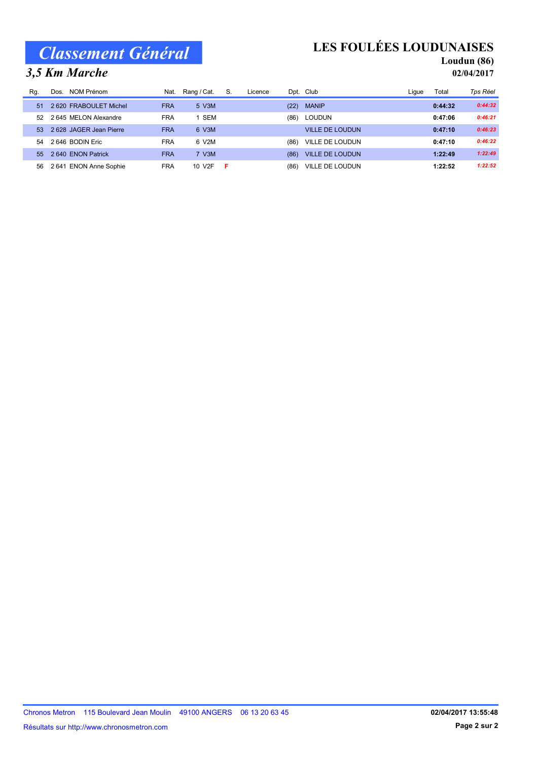# Classement Général

## 3,5 Km Marche

**LES FOULÉES LOUDUNAISES**

**Loudun (86)**

**02/04/2017**

| Rg. | Dos. | NOM Prénom | Nat. | Rang / Cat. | S. | Licence | Dpt. | Club | Ligue | Total | *Tps Réel* |
|---|---|---|---|---|---|---|---|---|---|---|---|
| 51 | 2 620 | FRABOULET Michel | FRA | 5 V3M | | | (22) | MANIP | | **0:44:32** | *0:44:32* |
| 52 | 2 645 | MELON Alexandre | FRA | 1 SEM | | | (86) | LOUDUN | | **0:47:06** | *0:46:21* |
| 53 | 2 628 | JAGER Jean Pierre | FRA | 6 V3M | | | | VILLE DE LOUDUN | | **0:47:10** | *0:46:23* |
| 54 | 2 646 | BODIN Eric | FRA | 6 V2M | | | (86) | VILLE DE LOUDUN | | **0:47:10** | *0:46:22* |
| 55 | 2 640 | ENON Patrick | FRA | 7 V3M | | | (86) | VILLE DE LOUDUN | | **1:22:49** | *1:22:49* |
| 56 | 2 641 | ENON Anne Sophie | FRA | 10 V2F | F | | (86) | VILLE DE LOUDUN | | **1:22:52** | *1:22:52* |

Chronos Metron 115 Boulevard Jean Moulin 49100 ANGERS 06 13 20 63 45

Résultats sur http://www.chronosmetron.com

**02/04/2017 13:55:48**